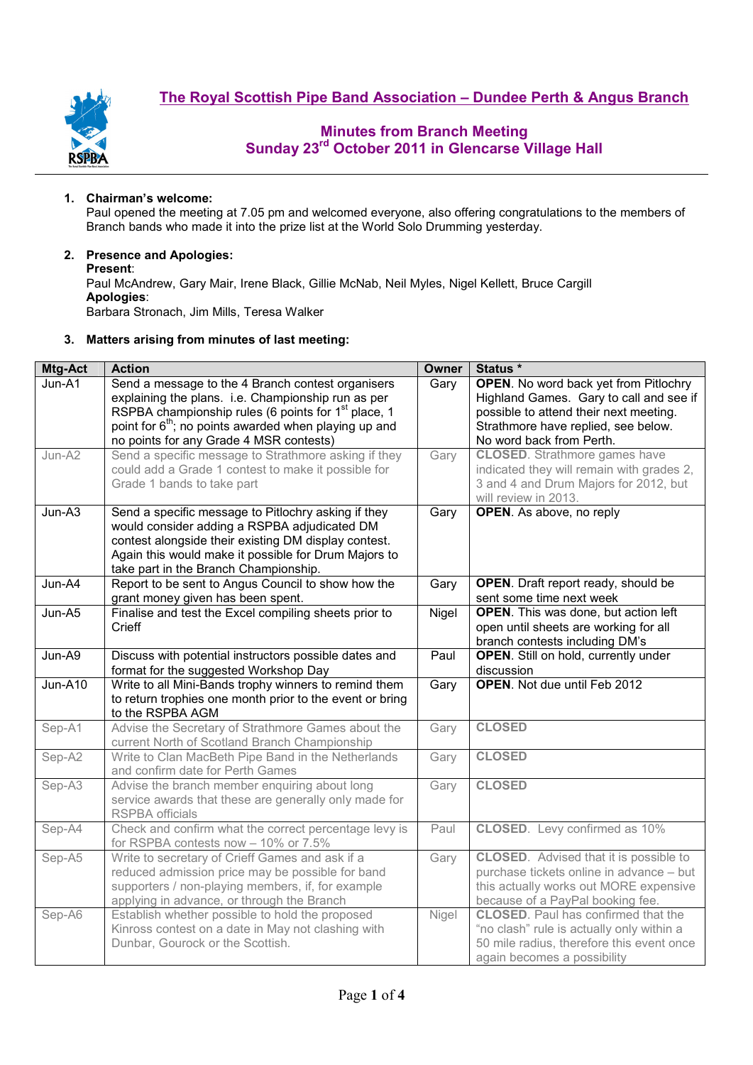# The Royal Scottish Pipe Band Association – Dundee Perth & Angus Branch

## Minutes from Branch Meeting
## Sunday 23rd October 2011 in Glencarse Village Hall

1. **Chairman's welcome:**
   Paul opened the meeting at 7.05 pm and welcomed everyone, also offering congratulations to the members of Branch bands who made it into the prize list at the World Solo Drumming yesterday.

2. **Presence and Apologies:**
   **Present**:
   Paul McAndrew, Gary Mair, Irene Black, Gillie McNab, Neil Myles, Nigel Kellett, Bruce Cargill
   **Apologies**:
   Barbara Stronach, Jim Mills, Teresa Walker

3. **Matters arising from minutes of last meeting:**

| Mtg-Act | Action | Owner | Status * |
|---|---|---|---|
| Jun-A1 | Send a message to the 4 Branch contest organisers explaining the plans. i.e. Championship run as per RSPBA championship rules (6 points for 1st place, 1 point for 6th; no points awarded when playing up and no points for any Grade 4 MSR contests) | Gary | **OPEN**. No word back yet from Pitlochry Highland Games. Gary to call and see if possible to attend their next meeting. Strathmore have replied, see below. No word back from Perth. |
| Jun-A2 | Send a specific message to Strathmore asking if they could add a Grade 1 contest to make it possible for Grade 1 bands to take part | Gary | **CLOSED**. Strathmore games have indicated they will remain with grades 2, 3 and 4 and Drum Majors for 2012, but will review in 2013. |
| Jun-A3 | Send a specific message to Pitlochry asking if they would consider adding a RSPBA adjudicated DM contest alongside their existing DM display contest. Again this would make it possible for Drum Majors to take part in the Branch Championship. | Gary | **OPEN**. As above, no reply |
| Jun-A4 | Report to be sent to Angus Council to show how the grant money given has been spent. | Gary | **OPEN**. Draft report ready, should be sent some time next week |
| Jun-A5 | Finalise and test the Excel compiling sheets prior to Crieff | Nigel | **OPEN**. This was done, but action left open until sheets are working for all branch contests including DM's |
| Jun-A9 | Discuss with potential instructors possible dates and format for the suggested Workshop Day | Paul | **OPEN**. Still on hold, currently under discussion |
| Jun-A10 | Write to all Mini-Bands trophy winners to remind them to return trophies one month prior to the event or bring to the RSPBA AGM | Gary | **OPEN**. Not due until Feb 2012 |
| Sep-A1 | Advise the Secretary of Strathmore Games about the current North of Scotland Branch Championship | Gary | **CLOSED** |
| Sep-A2 | Write to Clan MacBeth Pipe Band in the Netherlands and confirm date for Perth Games | Gary | **CLOSED** |
| Sep-A3 | Advise the branch member enquiring about long service awards that these are generally only made for RSPBA officials | Gary | **CLOSED** |
| Sep-A4 | Check and confirm what the correct percentage levy is for RSPBA contests now – 10% or 7.5% | Paul | **CLOSED**. Levy confirmed as 10% |
| Sep-A5 | Write to secretary of Crieff Games and ask if a reduced admission price may be possible for band supporters / non-playing members, if, for example applying in advance, or through the Branch | Gary | **CLOSED**. Advised that it is possible to purchase tickets online in advance – but this actually works out MORE expensive because of a PayPal booking fee. |
| Sep-A6 | Establish whether possible to hold the proposed Kinross contest on a date in May not clashing with Dunbar, Gourock or the Scottish. | Nigel | **CLOSED**. Paul has confirmed that the "no clash" rule is actually only within a 50 mile radius, therefore this event once again becomes a possibility |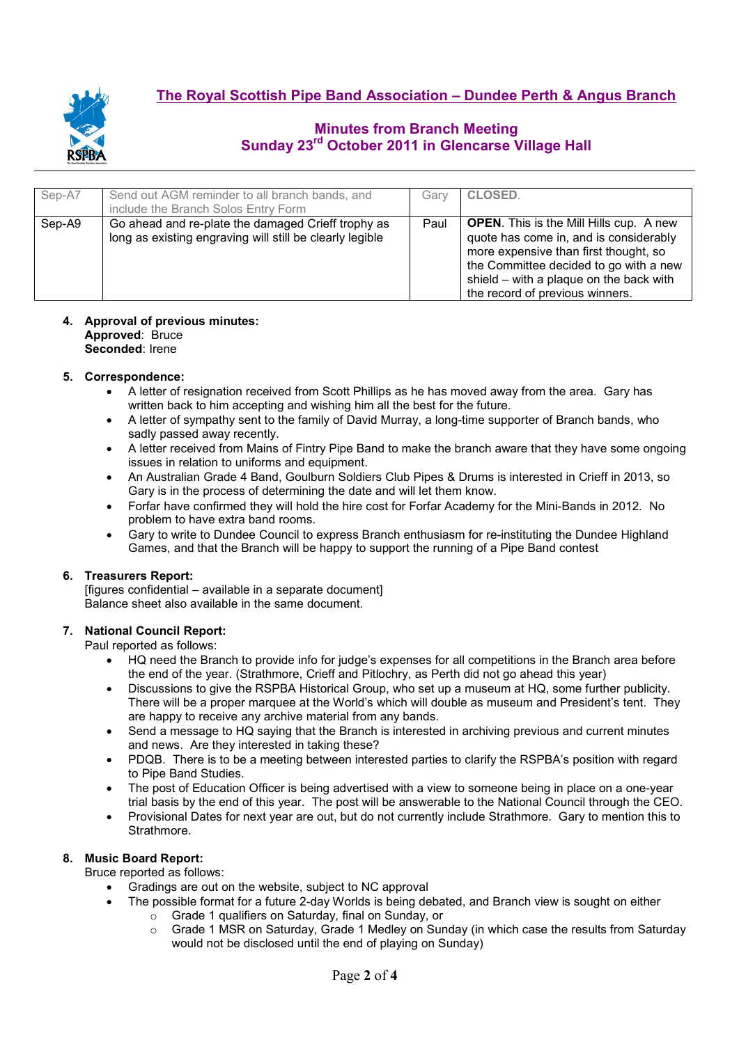# The Royal Scottish Pipe Band Association – Dundee Perth & Angus Branch

## Minutes from Branch Meeting
## Sunday 23rd October 2011 in Glencarse Village Hall

| Sep-A7 | Send out AGM reminder to all branch bands, and include the Branch Solos Entry Form | Gary | **CLOSED**. |
|---|---|---|---|
| Sep-A9 | Go ahead and re-plate the damaged Crieff trophy as long as existing engraving will still be clearly legible | Paul | **OPEN**. This is the Mill Hills cup. A new quote has come in, and is considerably more expensive than first thought, so the Committee decided to go with a new shield – with a plaque on the back with the record of previous winners. |

4. **Approval of previous minutes:**
   **Approved**: Bruce
   **Seconded**: Irene

5. **Correspondence:**
   - A letter of resignation received from Scott Phillips as he has moved away from the area. Gary has written back to him accepting and wishing him all the best for the future.
   - A letter of sympathy sent to the family of David Murray, a long-time supporter of Branch bands, who sadly passed away recently.
   - A letter received from Mains of Fintry Pipe Band to make the branch aware that they have some ongoing issues in relation to uniforms and equipment.
   - An Australian Grade 4 Band, Goulburn Soldiers Club Pipes & Drums is interested in Crieff in 2013, so Gary is in the process of determining the date and will let them know.
   - Forfar have confirmed they will hold the hire cost for Forfar Academy for the Mini-Bands in 2012. No problem to have extra band rooms.
   - Gary to write to Dundee Council to express Branch enthusiasm for re-instituting the Dundee Highland Games, and that the Branch will be happy to support the running of a Pipe Band contest

6. **Treasurers Report:**
   [figures confidential – available in a separate document]
   Balance sheet also available in the same document.

7. **National Council Report:**
   Paul reported as follows:
   - HQ need the Branch to provide info for judge's expenses for all competitions in the Branch area before the end of the year. (Strathmore, Crieff and Pitlochry, as Perth did not go ahead this year)
   - Discussions to give the RSPBA Historical Group, who set up a museum at HQ, some further publicity. There will be a proper marquee at the World's which will double as museum and President's tent. They are happy to receive any archive material from any bands.
   - Send a message to HQ saying that the Branch is interested in archiving previous and current minutes and news. Are they interested in taking these?
   - PDQB. There is to be a meeting between interested parties to clarify the RSPBA's position with regard to Pipe Band Studies.
   - The post of Education Officer is being advertised with a view to someone being in place on a one-year trial basis by the end of this year. The post will be answerable to the National Council through the CEO.
   - Provisional Dates for next year are out, but do not currently include Strathmore. Gary to mention this to Strathmore.

8. **Music Board Report:**
   Bruce reported as follows:
   - Gradings are out on the website, subject to NC approval
   - The possible format for a future 2-day Worlds is being debated, and Branch view is sought on either
     - Grade 1 qualifiers on Saturday, final on Sunday, or
     - Grade 1 MSR on Saturday, Grade 1 Medley on Sunday (in which case the results from Saturday would not be disclosed until the end of playing on Sunday)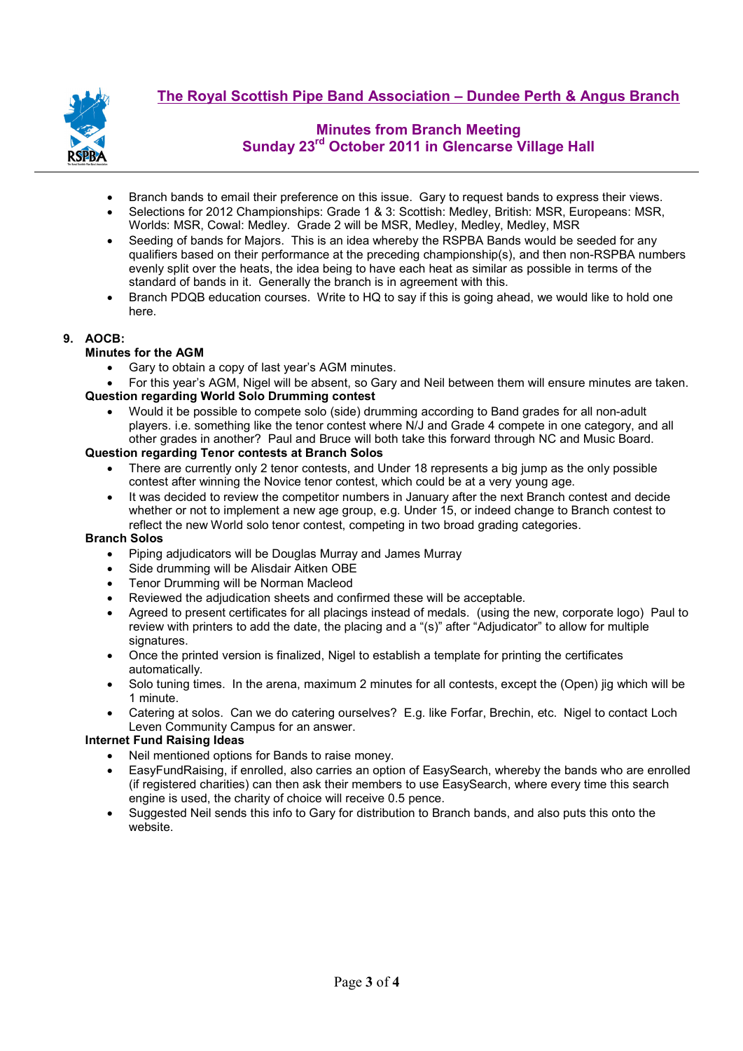- Branch bands to email their preference on this issue. Gary to request bands to express their views.
- Selections for 2012 Championships: Grade 1 & 3: Scottish: Medley, British: MSR, Europeans: MSR, Worlds: MSR, Cowal: Medley. Grade 2 will be MSR, Medley, Medley, Medley, MSR
- Seeding of bands for Majors. This is an idea whereby the RSPBA Bands would be seeded for any qualifiers based on their performance at the preceding championship(s), and then non-RSPBA numbers evenly split over the heats, the idea being to have each heat as similar as possible in terms of the standard of bands in it. Generally the branch is in agreement with this.
- Branch PDQB education courses. Write to HQ to say if this is going ahead, we would like to hold one here.

## 9. AOCB:

**Minutes for the AGM**

- Gary to obtain a copy of last year's AGM minutes.
- For this year's AGM, Nigel will be absent, so Gary and Neil between them will ensure minutes are taken.

**Question regarding World Solo Drumming contest**

- Would it be possible to compete solo (side) drumming according to Band grades for all non-adult players. i.e. something like the tenor contest where N/J and Grade 4 compete in one category, and all other grades in another? Paul and Bruce will both take this forward through NC and Music Board.

**Question regarding Tenor contests at Branch Solos**

- There are currently only 2 tenor contests, and Under 18 represents a big jump as the only possible contest after winning the Novice tenor contest, which could be at a very young age.
- It was decided to review the competitor numbers in January after the next Branch contest and decide whether or not to implement a new age group, e.g. Under 15, or indeed change to Branch contest to reflect the new World solo tenor contest, competing in two broad grading categories.

**Branch Solos**

- Piping adjudicators will be Douglas Murray and James Murray
- Side drumming will be Alisdair Aitken OBE
- Tenor Drumming will be Norman Macleod
- Reviewed the adjudication sheets and confirmed these will be acceptable.
- Agreed to present certificates for all placings instead of medals. (using the new, corporate logo) Paul to review with printers to add the date, the placing and a "(s)" after "Adjudicator" to allow for multiple signatures.
- Once the printed version is finalized, Nigel to establish a template for printing the certificates automatically.
- Solo tuning times. In the arena, maximum 2 minutes for all contests, except the (Open) jig which will be 1 minute.
- Catering at solos. Can we do catering ourselves? E.g. like Forfar, Brechin, etc. Nigel to contact Loch Leven Community Campus for an answer.

**Internet Fund Raising Ideas**

- Neil mentioned options for Bands to raise money.
- EasyFundRaising, if enrolled, also carries an option of EasySearch, whereby the bands who are enrolled (if registered charities) can then ask their members to use EasySearch, where every time this search engine is used, the charity of choice will receive 0.5 pence.
- Suggested Neil sends this info to Gary for distribution to Branch bands, and also puts this onto the website.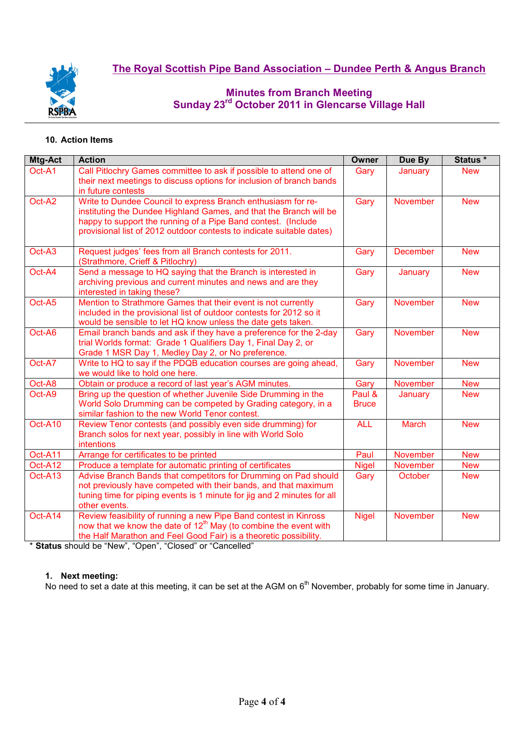# The Royal Scottish Pipe Band Association – Dundee Perth & Angus Branch

## Minutes from Branch Meeting
## Sunday 23rd October 2011 in Glencarse Village Hall

### 10. Action Items

| Mtg-Act | Action | Owner | Due By | Status * |
|---|---|---|---|---|
| Oct-A1 | Call Pitlochry Games committee to ask if possible to attend one of their next meetings to discuss options for inclusion of branch bands in future contests | Gary | January | New |
| Oct-A2 | Write to Dundee Council to express Branch enthusiasm for re-instituting the Dundee Highland Games, and that the Branch will be happy to support the running of a Pipe Band contest. (Include provisional list of 2012 outdoor contests to indicate suitable dates) | Gary | November | New |
| Oct-A3 | Request judges' fees from all Branch contests for 2011. (Strathmore, Crieff & Pitlochry) | Gary | December | New |
| Oct-A4 | Send a message to HQ saying that the Branch is interested in archiving previous and current minutes and news and are they interested in taking these? | Gary | January | New |
| Oct-A5 | Mention to Strathmore Games that their event is not currently included in the provisional list of outdoor contests for 2012 so it would be sensible to let HQ know unless the date gets taken. | Gary | November | New |
| Oct-A6 | Email branch bands and ask if they have a preference for the 2-day trial Worlds format: Grade 1 Qualifiers Day 1, Final Day 2, or Grade 1 MSR Day 1, Medley Day 2, or No preference. | Gary | November | New |
| Oct-A7 | Write to HQ to say if the PDQB education courses are going ahead, we would like to hold one here. | Gary | November | New |
| Oct-A8 | Obtain or produce a record of last year's AGM minutes. | Gary | November | New |
| Oct-A9 | Bring up the question of whether Juvenile Side Drumming in the World Solo Drumming can be competed by Grading category, in a similar fashion to the new World Tenor contest. | Paul & Bruce | January | New |
| Oct-A10 | Review Tenor contests (and possibly even side drumming) for Branch solos for next year, possibly in line with World Solo intentions | ALL | March | New |
| Oct-A11 | Arrange for certificates to be printed | Paul | November | New |
| Oct-A12 | Produce a template for automatic printing of certificates | Nigel | November | New |
| Oct-A13 | Advise Branch Bands that competitors for Drumming on Pad should not previously have competed with their bands, and that maximum tuning time for piping events is 1 minute for jig and 2 minutes for all other events. | Gary | October | New |
| Oct-A14 | Review feasibility of running a new Pipe Band contest in Kinross now that we know the date of 12th May (to combine the event with the Half Marathon and Feel Good Fair) is a theoretic possibility. | Nigel | November | New |

\* **Status** should be "New", "Open", "Closed" or "Cancelled"

### 1. Next meeting:

No need to set a date at this meeting, it can be set at the AGM on 6th November, probably for some time in January.